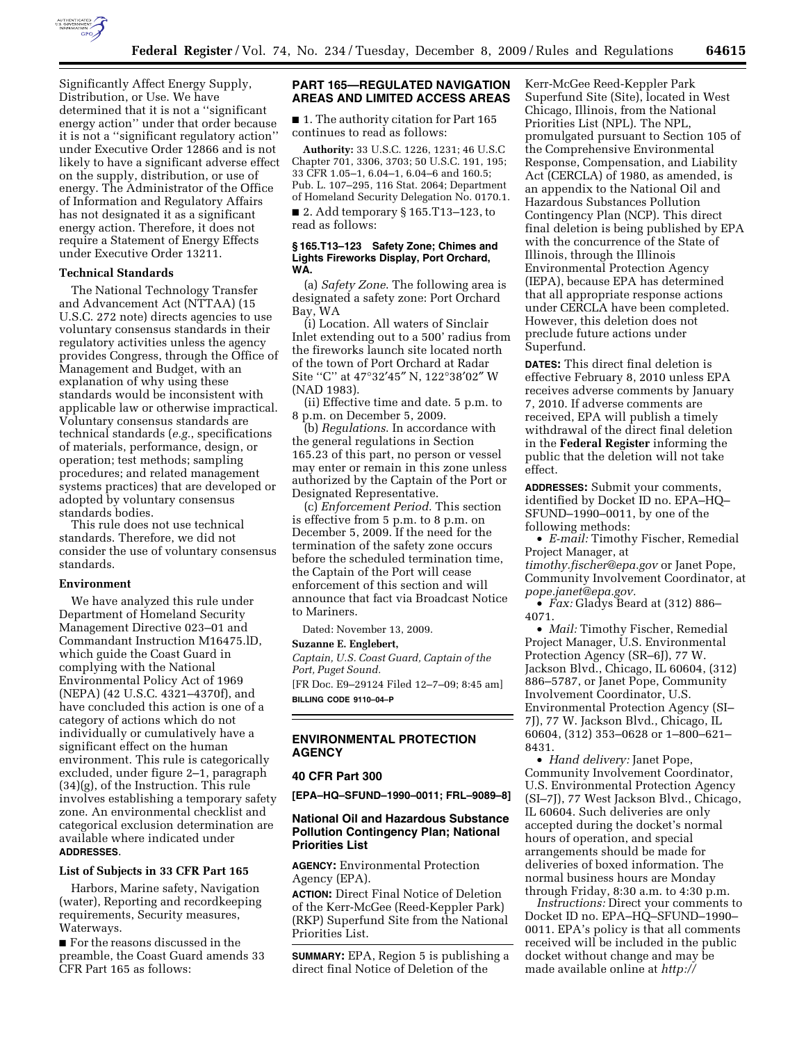Significantly Affect Energy Supply, Distribution, or Use. We have determined that it is not a ''significant energy action'' under that order because it is not a ''significant regulatory action'' under Executive Order 12866 and is not likely to have a significant adverse effect on the supply, distribution, or use of energy. The Administrator of the Office of Information and Regulatory Affairs has not designated it as a significant energy action. Therefore, it does not require a Statement of Energy Effects under Executive Order 13211.

### Technical Standards

The National Technology Transfer and Advancement Act (NTTAA) (15 U.S.C. 272 note) directs agencies to use voluntary consensus standards in their regulatory activities unless the agency provides Congress, through the Office of Management and Budget, with an explanation of why using these standards would be inconsistent with applicable law or otherwise impractical. Voluntary consensus standards are technical standards (*e.g.*, specifications of materials, performance, design, or operation; test methods; sampling procedures; and related management systems practices) that are developed or adopted by voluntary consensus standards bodies.

This rule does not use technical standards. Therefore, we did not consider the use of voluntary consensus standards.

### Environment

We have analyzed this rule under Department of Homeland Security Management Directive 023–01 and Commandant Instruction M16475.lD, which guide the Coast Guard in complying with the National Environmental Policy Act of 1969 (NEPA) (42 U.S.C. 4321–4370f), and have concluded this action is one of a category of actions which do not individually or cumulatively have a significant effect on the human environment. This rule is categorically excluded, under figure 2–1, paragraph (34)(g), of the Instruction. This rule involves establishing a temporary safety zone. An environmental checklist and categorical exclusion determination are available where indicated under **ADDRESSES**.

### List of Subjects in 33 CFR Part 165

Harbors, Marine safety, Navigation (water), Reporting and recordkeeping requirements, Security measures, Waterways.

■ For the reasons discussed in the preamble, the Coast Guard amends 33 CFR Part 165 as follows:

## PART 165—REGULATED NAVIGATION AREAS AND LIMITED ACCESS AREAS

■ 1. The authority citation for Part 165 continues to read as follows:

**Authority:** 33 U.S.C. 1226, 1231; 46 U.S.C Chapter 701, 3306, 3703; 50 U.S.C. 191, 195; 33 CFR 1.05–1, 6.04–1, 6.04–6 and 160.5; Pub. L. 107–295, 116 Stat. 2064; Department of Homeland Security Delegation No. 0170.1.

■ 2. Add temporary § 165.T13–123, to read as follows:

#### § 165.T13–123 Safety Zone; Chimes and Lights Fireworks Display, Port Orchard, WA.

(a) *Safety Zone*. The following area is designated a safety zone: Port Orchard Bay, WA

(i) Location. All waters of Sinclair Inlet extending out to a 500' radius from the fireworks launch site located north of the town of Port Orchard at Radar Site ''C'' at 47°32′45″ N, 122°38′02″ W (NAD 1983).

(ii) Effective time and date. 5 p.m. to 8 p.m. on December 5, 2009.

(b) *Regulations*. In accordance with the general regulations in Section 165.23 of this part, no person or vessel may enter or remain in this zone unless authorized by the Captain of the Port or Designated Representative.

(c) *Enforcement Period.* This section is effective from 5 p.m. to 8 p.m. on December 5, 2009. If the need for the termination of the safety zone occurs before the scheduled termination time, the Captain of the Port will cease enforcement of this section and will announce that fact via Broadcast Notice to Mariners.

Dated: November 13, 2009.

**Suzanne E. Englebert,**

*Captain, U.S. Coast Guard, Captain of the Port, Puget Sound.*

[FR Doc. E9–29124 Filed 12–7–09; 8:45 am]

**BILLING CODE 9110–04–P**

## ENVIRONMENTAL PROTECTION AGENCY

### 40 CFR Part 300

**[EPA–HQ–SFUND–1990–0011; FRL–9089–8]**

### National Oil and Hazardous Substance Pollution Contingency Plan; National Priorities List

**AGENCY:** Environmental Protection Agency (EPA).

**ACTION:** Direct Final Notice of Deletion of the Kerr-McGee (Reed-Keppler Park) (RKP) Superfund Site from the National Priorities List.

**SUMMARY:** EPA, Region 5 is publishing a direct final Notice of Deletion of the Kerr-McGee Reed-Keppler Park Superfund Site (Site), located in West Chicago, Illinois, from the National Priorities List (NPL). The NPL, promulgated pursuant to Section 105 of the Comprehensive Environmental Response, Compensation, and Liability Act (CERCLA) of 1980, as amended, is an appendix to the National Oil and Hazardous Substances Pollution Contingency Plan (NCP). This direct final deletion is being published by EPA with the concurrence of the State of Illinois, through the Illinois Environmental Protection Agency (IEPA), because EPA has determined that all appropriate response actions under CERCLA have been completed. However, this deletion does not preclude future actions under Superfund.

**DATES:** This direct final deletion is effective February 8, 2010 unless EPA receives adverse comments by January 7, 2010. If adverse comments are received, EPA will publish a timely withdrawal of the direct final deletion in the **Federal Register** informing the public that the deletion will not take effect.

**ADDRESSES:** Submit your comments, identified by Docket ID no. EPA–HQ–SFUND–1990–0011, by one of the following methods:

- *E-mail:* Timothy Fischer, Remedial Project Manager, at *timothy.fischer@epa.gov* or Janet Pope, Community Involvement Coordinator, at *pope.janet@epa.gov.*
- *Fax:* Gladys Beard at (312) 886–4071.
- *Mail:* Timothy Fischer, Remedial Project Manager, U.S. Environmental Protection Agency (SR–6J), 77 W. Jackson Blvd., Chicago, IL 60604, (312) 886–5787, or Janet Pope, Community Involvement Coordinator, U.S. Environmental Protection Agency (SI–7J), 77 W. Jackson Blvd., Chicago, IL 60604, (312) 353–0628 or 1–800–621–8431.
- *Hand delivery:* Janet Pope, Community Involvement Coordinator, U.S. Environmental Protection Agency (SI–7J), 77 West Jackson Blvd., Chicago, IL 60604. Such deliveries are only accepted during the docket's normal hours of operation, and special arrangements should be made for deliveries of boxed information. The normal business hours are Monday through Friday, 8:30 a.m. to 4:30 p.m.

*Instructions:* Direct your comments to Docket ID no. EPA–HQ–SFUND–1990–0011. EPA's policy is that all comments received will be included in the public docket without change and may be made available online at *http://*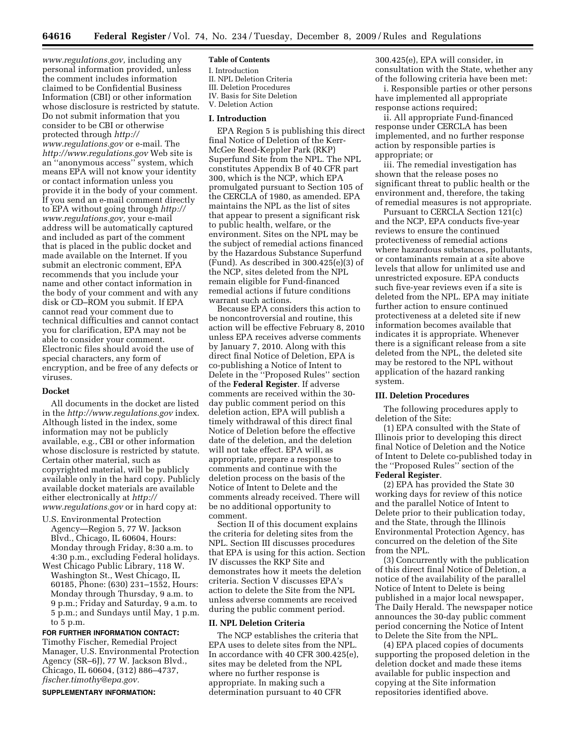*www.regulations.gov,* including any personal information provided, unless the comment includes information claimed to be Confidential Business Information (CBI) or other information whose disclosure is restricted by statute. Do not submit information that you consider to be CBI or otherwise protected through *http://www.regulations.gov* or e-mail. The *http://www.regulations.gov* Web site is an ''anonymous access'' system, which means EPA will not know your identity or contact information unless you provide it in the body of your comment. If you send an e-mail comment directly to EPA without going through *http://www.regulations.gov,* your e-mail address will be automatically captured and included as part of the comment that is placed in the public docket and made available on the Internet. If you submit an electronic comment, EPA recommends that you include your name and other contact information in the body of your comment and with any disk or CD–ROM you submit. If EPA cannot read your comment due to technical difficulties and cannot contact you for clarification, EPA may not be able to consider your comment. Electronic files should avoid the use of special characters, any form of encryption, and be free of any defects or viruses.

**Docket**

All documents in the docket are listed in the *http://www.regulations.gov* index. Although listed in the index, some information may not be publicly available, e.g., CBI or other information whose disclosure is restricted by statute. Certain other material, such as copyrighted material, will be publicly available only in the hard copy. Publicly available docket materials are available either electronically at *http://www.regulations.gov* or in hard copy at:

U.S. Environmental Protection Agency—Region 5, 77 W. Jackson Blvd., Chicago, IL 60604, Hours: Monday through Friday, 8:30 a.m. to 4:30 p.m., excluding Federal holidays.

West Chicago Public Library, 118 W. Washington St., West Chicago, IL 60185, Phone: (630) 231–1552, Hours: Monday through Thursday, 9 a.m. to 9 p.m.; Friday and Saturday, 9 a.m. to 5 p.m.; and Sundays until May, 1 p.m. to 5 p.m.

**FOR FURTHER INFORMATION CONTACT:** Timothy Fischer, Remedial Project Manager, U.S. Environmental Protection Agency (SR–6J), 77 W. Jackson Blvd., Chicago, IL 60604, (312) 886–4737, *fischer.timothy@epa.gov.*

**SUPPLEMENTARY INFORMATION:**

**Table of Contents**

I. Introduction
II. NPL Deletion Criteria
III. Deletion Procedures
IV. Basis for Site Deletion
V. Deletion Action

## I. Introduction

EPA Region 5 is publishing this direct final Notice of Deletion of the Kerr-McGee Reed-Keppler Park (RKP) Superfund Site from the NPL. The NPL constitutes Appendix B of 40 CFR part 300, which is the NCP, which EPA promulgated pursuant to Section 105 of the CERCLA of 1980, as amended. EPA maintains the NPL as the list of sites that appear to present a significant risk to public health, welfare, or the environment. Sites on the NPL may be the subject of remedial actions financed by the Hazardous Substance Superfund (Fund). As described in 300.425(e)(3) of the NCP, sites deleted from the NPL remain eligible for Fund-financed remedial actions if future conditions warrant such actions.

Because EPA considers this action to be noncontroversial and routine, this action will be effective February 8, 2010 unless EPA receives adverse comments by January 7, 2010. Along with this direct final Notice of Deletion, EPA is co-publishing a Notice of Intent to Delete in the ''Proposed Rules'' section of the **Federal Register**. If adverse comments are received within the 30-day public comment period on this deletion action, EPA will publish a timely withdrawal of this direct final Notice of Deletion before the effective date of the deletion, and the deletion will not take effect. EPA will, as appropriate, prepare a response to comments and continue with the deletion process on the basis of the Notice of Intent to Delete and the comments already received. There will be no additional opportunity to comment.

Section II of this document explains the criteria for deleting sites from the NPL. Section III discusses procedures that EPA is using for this action. Section IV discusses the RKP Site and demonstrates how it meets the deletion criteria. Section V discusses EPA's action to delete the Site from the NPL unless adverse comments are received during the public comment period.

## II. NPL Deletion Criteria

The NCP establishes the criteria that EPA uses to delete sites from the NPL. In accordance with 40 CFR 300.425(e), sites may be deleted from the NPL where no further response is appropriate. In making such a determination pursuant to 40 CFR 300.425(e), EPA will consider, in consultation with the State, whether any of the following criteria have been met:

i. Responsible parties or other persons have implemented all appropriate response actions required;

ii. All appropriate Fund-financed response under CERCLA has been implemented, and no further response action by responsible parties is appropriate; or

iii. The remedial investigation has shown that the release poses no significant threat to public health or the environment and, therefore, the taking of remedial measures is not appropriate.

Pursuant to CERCLA Section 121(c) and the NCP, EPA conducts five-year reviews to ensure the continued protectiveness of remedial actions where hazardous substances, pollutants, or contaminants remain at a site above levels that allow for unlimited use and unrestricted exposure. EPA conducts such five-year reviews even if a site is deleted from the NPL. EPA may initiate further action to ensure continued protectiveness at a deleted site if new information becomes available that indicates it is appropriate. Whenever there is a significant release from a site deleted from the NPL, the deleted site may be restored to the NPL without application of the hazard ranking system.

## III. Deletion Procedures

The following procedures apply to deletion of the Site:

(1) EPA consulted with the State of Illinois prior to developing this direct final Notice of Deletion and the Notice of Intent to Delete co-published today in the ''Proposed Rules'' section of the **Federal Register**.

(2) EPA has provided the State 30 working days for review of this notice and the parallel Notice of Intent to Delete prior to their publication today, and the State, through the Illinois Environmental Protection Agency, has concurred on the deletion of the Site from the NPL.

(3) Concurrently with the publication of this direct final Notice of Deletion, a notice of the availability of the parallel Notice of Intent to Delete is being published in a major local newspaper, The Daily Herald. The newspaper notice announces the 30-day public comment period concerning the Notice of Intent to Delete the Site from the NPL.

(4) EPA placed copies of documents supporting the proposed deletion in the deletion docket and made these items available for public inspection and copying at the Site information repositories identified above.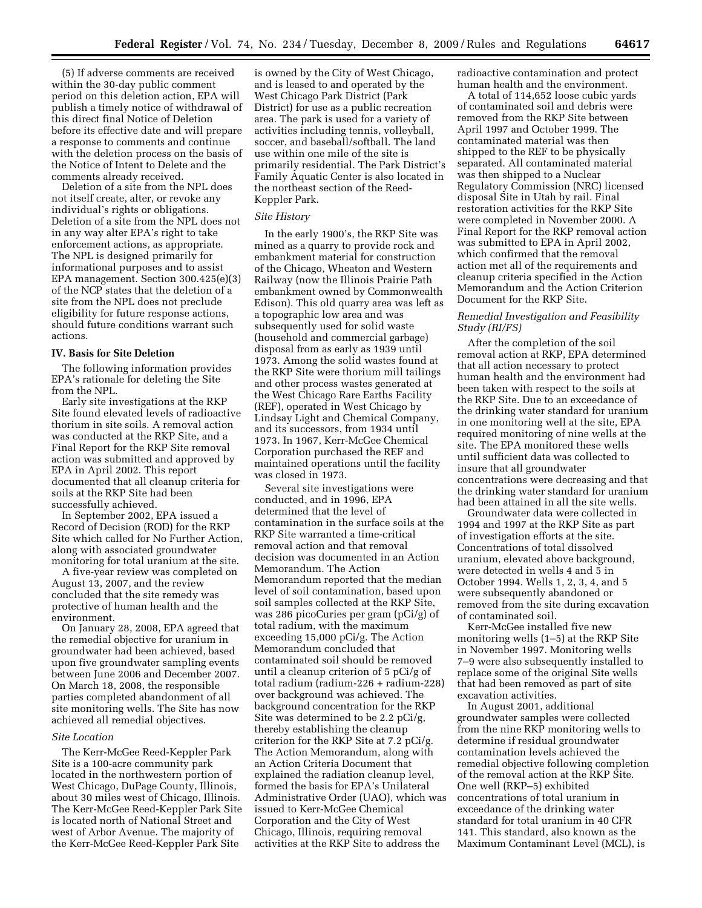(5) If adverse comments are received within the 30-day public comment period on this deletion action, EPA will publish a timely notice of withdrawal of this direct final Notice of Deletion before its effective date and will prepare a response to comments and continue with the deletion process on the basis of the Notice of Intent to Delete and the comments already received.

Deletion of a site from the NPL does not itself create, alter, or revoke any individual's rights or obligations. Deletion of a site from the NPL does not in any way alter EPA's right to take enforcement actions, as appropriate. The NPL is designed primarily for informational purposes and to assist EPA management. Section 300.425(e)(3) of the NCP states that the deletion of a site from the NPL does not preclude eligibility for future response actions, should future conditions warrant such actions.

## IV. Basis for Site Deletion

The following information provides EPA's rationale for deleting the Site from the NPL.

Early site investigations at the RKP Site found elevated levels of radioactive thorium in site soils. A removal action was conducted at the RKP Site, and a Final Report for the RKP Site removal action was submitted and approved by EPA in April 2002. This report documented that all cleanup criteria for soils at the RKP Site had been successfully achieved.

In September 2002, EPA issued a Record of Decision (ROD) for the RKP Site which called for No Further Action, along with associated groundwater monitoring for total uranium at the site.

A five-year review was completed on August 13, 2007, and the review concluded that the site remedy was protective of human health and the environment.

On January 28, 2008, EPA agreed that the remedial objective for uranium in groundwater had been achieved, based upon five groundwater sampling events between June 2006 and December 2007. On March 18, 2008, the responsible parties completed abandonment of all site monitoring wells. The Site has now achieved all remedial objectives.

*Site Location*

The Kerr-McGee Reed-Keppler Park Site is a 100-acre community park located in the northwestern portion of West Chicago, DuPage County, Illinois, about 30 miles west of Chicago, Illinois. The Kerr-McGee Reed-Keppler Park Site is located north of National Street and west of Arbor Avenue. The majority of the Kerr-McGee Reed-Keppler Park Site is owned by the City of West Chicago, and is leased to and operated by the West Chicago Park District (Park District) for use as a public recreation area. The park is used for a variety of activities including tennis, volleyball, soccer, and baseball/softball. The land use within one mile of the site is primarily residential. The Park District's Family Aquatic Center is also located in the northeast section of the Reed-Keppler Park.

*Site History*

In the early 1900's, the RKP Site was mined as a quarry to provide rock and embankment material for construction of the Chicago, Wheaton and Western Railway (now the Illinois Prairie Path embankment owned by Commonwealth Edison). This old quarry area was left as a topographic low area and was subsequently used for solid waste (household and commercial garbage) disposal from as early as 1939 until 1973. Among the solid wastes found at the RKP Site were thorium mill tailings and other process wastes generated at the West Chicago Rare Earths Facility (REF), operated in West Chicago by Lindsay Light and Chemical Company, and its successors, from 1934 until 1973. In 1967, Kerr-McGee Chemical Corporation purchased the REF and maintained operations until the facility was closed in 1973.

Several site investigations were conducted, and in 1996, EPA determined that the level of contamination in the surface soils at the RKP Site warranted a time-critical removal action and that removal decision was documented in an Action Memorandum. The Action Memorandum reported that the median level of soil contamination, based upon soil samples collected at the RKP Site, was 286 picoCuries per gram (pCi/g) of total radium, with the maximum exceeding 15,000 pCi/g. The Action Memorandum concluded that contaminated soil should be removed until a cleanup criterion of 5 pCi/g of total radium (radium-226 + radium-228) over background was achieved. The background concentration for the RKP Site was determined to be 2.2 pCi/g, thereby establishing the cleanup criterion for the RKP Site at 7.2 pCi/g. The Action Memorandum, along with an Action Criteria Document that explained the radiation cleanup level, formed the basis for EPA's Unilateral Administrative Order (UAO), which was issued to Kerr-McGee Chemical Corporation and the City of West Chicago, Illinois, requiring removal activities at the RKP Site to address the radioactive contamination and protect human health and the environment.

A total of 114,652 loose cubic yards of contaminated soil and debris were removed from the RKP Site between April 1997 and October 1999. The contaminated material was then shipped to the REF to be physically separated. All contaminated material was then shipped to a Nuclear Regulatory Commission (NRC) licensed disposal Site in Utah by rail. Final restoration activities for the RKP Site were completed in November 2000. A Final Report for the RKP removal action was submitted to EPA in April 2002, which confirmed that the removal action met all of the requirements and cleanup criteria specified in the Action Memorandum and the Action Criterion Document for the RKP Site.

*Remedial Investigation and Feasibility Study (RI/FS)*

After the completion of the soil removal action at RKP, EPA determined that all action necessary to protect human health and the environment had been taken with respect to the soils at the RKP Site. Due to an exceedance of the drinking water standard for uranium in one monitoring well at the site, EPA required monitoring of nine wells at the site. The EPA monitored these wells until sufficient data was collected to insure that all groundwater concentrations were decreasing and that the drinking water standard for uranium had been attained in all the site wells.

Groundwater data were collected in 1994 and 1997 at the RKP Site as part of investigation efforts at the site. Concentrations of total dissolved uranium, elevated above background, were detected in wells 4 and 5 in October 1994. Wells 1, 2, 3, 4, and 5 were subsequently abandoned or removed from the site during excavation of contaminated soil.

Kerr-McGee installed five new monitoring wells (1–5) at the RKP Site in November 1997. Monitoring wells 7–9 were also subsequently installed to replace some of the original Site wells that had been removed as part of site excavation activities.

In August 2001, additional groundwater samples were collected from the nine RKP monitoring wells to determine if residual groundwater contamination levels achieved the remedial objective following completion of the removal action at the RKP Site. One well (RKP–5) exhibited concentrations of total uranium in exceedance of the drinking water standard for total uranium in 40 CFR 141. This standard, also known as the Maximum Contaminant Level (MCL), is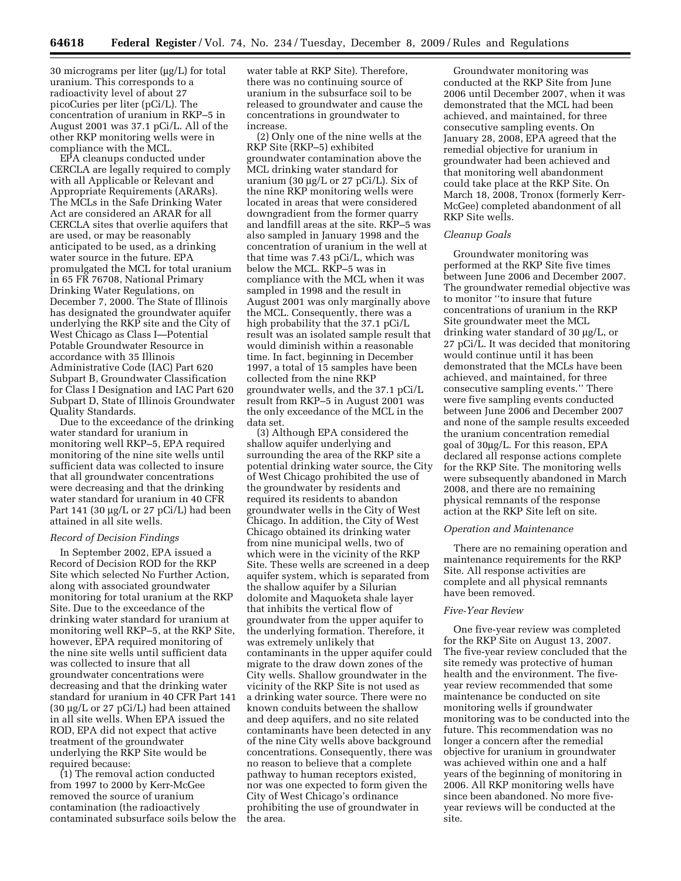30 micrograms per liter (µg/L) for total uranium. This corresponds to a radioactivity level of about 27 picoCuries per liter (pCi/L). The concentration of uranium in RKP–5 in August 2001 was 37.1 pCi/L. All of the other RKP monitoring wells were in compliance with the MCL.

EPA cleanups conducted under CERCLA are legally required to comply with all Applicable or Relevant and Appropriate Requirements (ARARs). The MCLs in the Safe Drinking Water Act are considered an ARAR for all CERCLA sites that overlie aquifers that are used, or may be reasonably anticipated to be used, as a drinking water source in the future. EPA promulgated the MCL for total uranium in 65 FR 76708, National Primary Drinking Water Regulations, on December 7, 2000. The State of Illinois has designated the groundwater aquifer underlying the RKP site and the City of West Chicago as Class I—Potential Potable Groundwater Resource in accordance with 35 Illinois Administrative Code (IAC) Part 620 Subpart B, Groundwater Classification for Class I Designation and IAC Part 620 Subpart D, State of Illinois Groundwater Quality Standards.

Due to the exceedance of the drinking water standard for uranium in monitoring well RKP–5, EPA required monitoring of the nine site wells until sufficient data was collected to insure that all groundwater concentrations were decreasing and that the drinking water standard for uranium in 40 CFR Part 141 (30 µg/L or 27 pCi/L) had been attained in all site wells.

*Record of Decision Findings*

In September 2002, EPA issued a Record of Decision ROD for the RKP Site which selected No Further Action, along with associated groundwater monitoring for total uranium at the RKP Site. Due to the exceedance of the drinking water standard for uranium at monitoring well RKP–5, at the RKP Site, however, EPA required monitoring of the nine site wells until sufficient data was collected to insure that all groundwater concentrations were decreasing and that the drinking water standard for uranium in 40 CFR Part 141 (30 µg/L or 27 pCi/L) had been attained in all site wells. When EPA issued the ROD, EPA did not expect that active treatment of the groundwater underlying the RKP Site would be required because:

(1) The removal action conducted from 1997 to 2000 by Kerr-McGee removed the source of uranium contamination (the radioactively contaminated subsurface soils below the water table at RKP Site). Therefore, there was no continuing source of uranium in the subsurface soil to be released to groundwater and cause the concentrations in groundwater to increase.

(2) Only one of the nine wells at the RKP Site (RKP–5) exhibited groundwater contamination above the MCL drinking water standard for uranium (30 µg/L or 27 pCi/L). Six of the nine RKP monitoring wells were located in areas that were considered downgradient from the former quarry and landfill areas at the site. RKP–5 was also sampled in January 1998 and the concentration of uranium in the well at that time was 7.43 pCi/L, which was below the MCL. RKP–5 was in compliance with the MCL when it was sampled in 1998 and the result in August 2001 was only marginally above the MCL. Consequently, there was a high probability that the 37.1 pCi/L result was an isolated sample result that would diminish within a reasonable time. In fact, beginning in December 1997, a total of 15 samples have been collected from the nine RKP groundwater wells, and the 37.1 pCi/L result from RKP–5 in August 2001 was the only exceedance of the MCL in the data set.

(3) Although EPA considered the shallow aquifer underlying and surrounding the area of the RKP site a potential drinking water source, the City of West Chicago prohibited the use of the groundwater by residents and required its residents to abandon groundwater wells in the City of West Chicago. In addition, the City of West Chicago obtained its drinking water from nine municipal wells, two of which were in the vicinity of the RKP Site. These wells are screened in a deep aquifer system, which is separated from the shallow aquifer by a Silurian dolomite and Maquoketa shale layer that inhibits the vertical flow of groundwater from the upper aquifer to the underlying formation. Therefore, it was extremely unlikely that contaminants in the upper aquifer could migrate to the draw down zones of the City wells. Shallow groundwater in the vicinity of the RKP Site is not used as a drinking water source. There were no known conduits between the shallow and deep aquifers, and no site related contaminants have been detected in any of the nine City wells above background concentrations. Consequently, there was no reason to believe that a complete pathway to human receptors existed, nor was one expected to form given the City of West Chicago's ordinance prohibiting the use of groundwater in the area.

Groundwater monitoring was conducted at the RKP Site from June 2006 until December 2007, when it was demonstrated that the MCL had been achieved, and maintained, for three consecutive sampling events. On January 28, 2008, EPA agreed that the remedial objective for uranium in groundwater had been achieved and that monitoring well abandonment could take place at the RKP Site. On March 18, 2008, Tronox (formerly Kerr-McGee) completed abandonment of all RKP Site wells.

*Cleanup Goals*

Groundwater monitoring was performed at the RKP Site five times between June 2006 and December 2007. The groundwater remedial objective was to monitor "to insure that future concentrations of uranium in the RKP Site groundwater meet the MCL drinking water standard of 30 µg/L, or 27 pCi/L. It was decided that monitoring would continue until it has been demonstrated that the MCLs have been achieved, and maintained, for three consecutive sampling events." There were five sampling events conducted between June 2006 and December 2007 and none of the sample results exceeded the uranium concentration remedial goal of 30µg/L. For this reason, EPA declared all response actions complete for the RKP Site. The monitoring wells were subsequently abandoned in March 2008, and there are no remaining physical remnants of the response action at the RKP Site left on site.

*Operation and Maintenance*

There are no remaining operation and maintenance requirements for the RKP Site. All response activities are complete and all physical remnants have been removed.

*Five-Year Review*

One five-year review was completed for the RKP Site on August 13, 2007. The five-year review concluded that the site remedy was protective of human health and the environment. The five-year review recommended that some maintenance be conducted on site monitoring wells if groundwater monitoring was to be conducted into the future. This recommendation was no longer a concern after the remedial objective for uranium in groundwater was achieved within one and a half years of the beginning of monitoring in 2006. All RKP monitoring wells have since been abandoned. No more five-year reviews will be conducted at the site.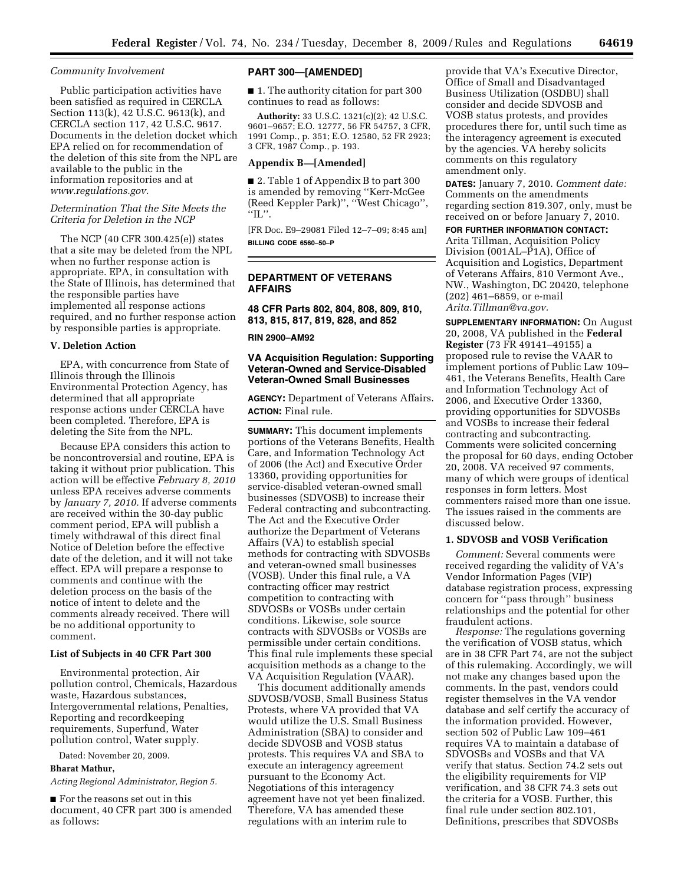*Community Involvement*

Public participation activities have been satisfied as required in CERCLA Section 113(k), 42 U.S.C. 9613(k), and CERCLA section 117, 42 U.S.C. 9617. Documents in the deletion docket which EPA relied on for recommendation of the deletion of this site from the NPL are available to the public in the information repositories and at *www.regulations.gov.*

*Determination That the Site Meets the Criteria for Deletion in the NCP*

The NCP (40 CFR 300.425(e)) states that a site may be deleted from the NPL when no further response action is appropriate. EPA, in consultation with the State of Illinois, has determined that the responsible parties have implemented all response actions required, and no further response action by responsible parties is appropriate.

**V. Deletion Action**

EPA, with concurrence from State of Illinois through the Illinois Environmental Protection Agency, has determined that all appropriate response actions under CERCLA have been completed. Therefore, EPA is deleting the Site from the NPL.

Because EPA considers this action to be noncontroversial and routine, EPA is taking it without prior publication. This action will be effective *February 8, 2010* unless EPA receives adverse comments by *January 7, 2010.* If adverse comments are received within the 30-day public comment period, EPA will publish a timely withdrawal of this direct final Notice of Deletion before the effective date of the deletion, and it will not take effect. EPA will prepare a response to comments and continue with the deletion process on the basis of the notice of intent to delete and the comments already received. There will be no additional opportunity to comment.

**List of Subjects in 40 CFR Part 300**

Environmental protection, Air pollution control, Chemicals, Hazardous waste, Hazardous substances, Intergovernmental relations, Penalties, Reporting and recordkeeping requirements, Superfund, Water pollution control, Water supply.

Dated: November 20, 2009.

**Bharat Mathur,**

*Acting Regional Administrator, Region 5.*

■ For the reasons set out in this document, 40 CFR part 300 is amended as follows:

**PART 300—[AMENDED]**

■ 1. The authority citation for part 300 continues to read as follows:

**Authority:** 33 U.S.C. 1321(c)(2); 42 U.S.C. 9601–9657; E.O. 12777, 56 FR 54757, 3 CFR, 1991 Comp., p. 351; E.O. 12580, 52 FR 2923; 3 CFR, 1987 Comp., p. 193.

**Appendix B—[Amended]**

■ 2. Table 1 of Appendix B to part 300 is amended by removing ''Kerr-McGee (Reed Keppler Park)'', ''West Chicago'', ''IL''.

[FR Doc. E9–29081 Filed 12–7–09; 8:45 am]

**BILLING CODE 6560–50–P**

## DEPARTMENT OF VETERANS AFFAIRS

**48 CFR Parts 802, 804, 808, 809, 810, 813, 815, 817, 819, 828, and 852**

**RIN 2900–AM92**

**VA Acquisition Regulation: Supporting Veteran-Owned and Service-Disabled Veteran-Owned Small Businesses**

**AGENCY:** Department of Veterans Affairs.

**ACTION:** Final rule.

**SUMMARY:** This document implements portions of the Veterans Benefits, Health Care, and Information Technology Act of 2006 (the Act) and Executive Order 13360, providing opportunities for service-disabled veteran-owned small businesses (SDVOSB) to increase their Federal contracting and subcontracting. The Act and the Executive Order authorize the Department of Veterans Affairs (VA) to establish special methods for contracting with SDVOSBs and veteran-owned small businesses (VOSB). Under this final rule, a VA contracting officer may restrict competition to contracting with SDVOSBs or VOSBs under certain conditions. Likewise, sole source contracts with SDVOSBs or VOSBs are permissible under certain conditions. This final rule implements these special acquisition methods as a change to the VA Acquisition Regulation (VAAR).

This document additionally amends SDVOSB/VOSB, Small Business Status Protests, where VA provided that VA would utilize the U.S. Small Business Administration (SBA) to consider and decide SDVOSB and VOSB status protests. This requires VA and SBA to execute an interagency agreement pursuant to the Economy Act. Negotiations of this interagency agreement have not yet been finalized. Therefore, VA has amended these regulations with an interim rule to provide that VA's Executive Director, Office of Small and Disadvantaged Business Utilization (OSDBU) shall consider and decide SDVOSB and VOSB status protests, and provides procedures there for, until such time as the interagency agreement is executed by the agencies. VA hereby solicits comments on this regulatory amendment only.

**DATES:** January 7, 2010. *Comment date:* Comments on the amendments regarding section 819.307, only, must be received on or before January 7, 2010.

**FOR FURTHER INFORMATION CONTACT:** Arita Tillman, Acquisition Policy Division (001AL–P1A), Office of Acquisition and Logistics, Department of Veterans Affairs, 810 Vermont Ave., NW., Washington, DC 20420, telephone (202) 461–6859, or e-mail *Arita.Tillman@va.gov.*

**SUPPLEMENTARY INFORMATION:** On August 20, 2008, VA published in the **Federal Register** (73 FR 49141–49155) a proposed rule to revise the VAAR to implement portions of Public Law 109–461, the Veterans Benefits, Health Care and Information Technology Act of 2006, and Executive Order 13360, providing opportunities for SDVOSBs and VOSBs to increase their federal contracting and subcontracting. Comments were solicited concerning the proposal for 60 days, ending October 20, 2008. VA received 97 comments, many of which were groups of identical responses in form letters. Most commenters raised more than one issue. The issues raised in the comments are discussed below.

**1. SDVOSB and VOSB Verification**

*Comment:* Several comments were received regarding the validity of VA's Vendor Information Pages (VIP) database registration process, expressing concern for ''pass through'' business relationships and the potential for other fraudulent actions.

*Response:* The regulations governing the verification of VOSB status, which are in 38 CFR Part 74, are not the subject of this rulemaking. Accordingly, we will not make any changes based upon the comments. In the past, vendors could register themselves in the VA vendor database and self certify the accuracy of the information provided. However, section 502 of Public Law 109–461 requires VA to maintain a database of SDVOSBs and VOSBs and that VA verify that status. Section 74.2 sets out the eligibility requirements for VIP verification, and 38 CFR 74.3 sets out the criteria for a VOSB. Further, this final rule under section 802.101, Definitions, prescribes that SDVOSBs